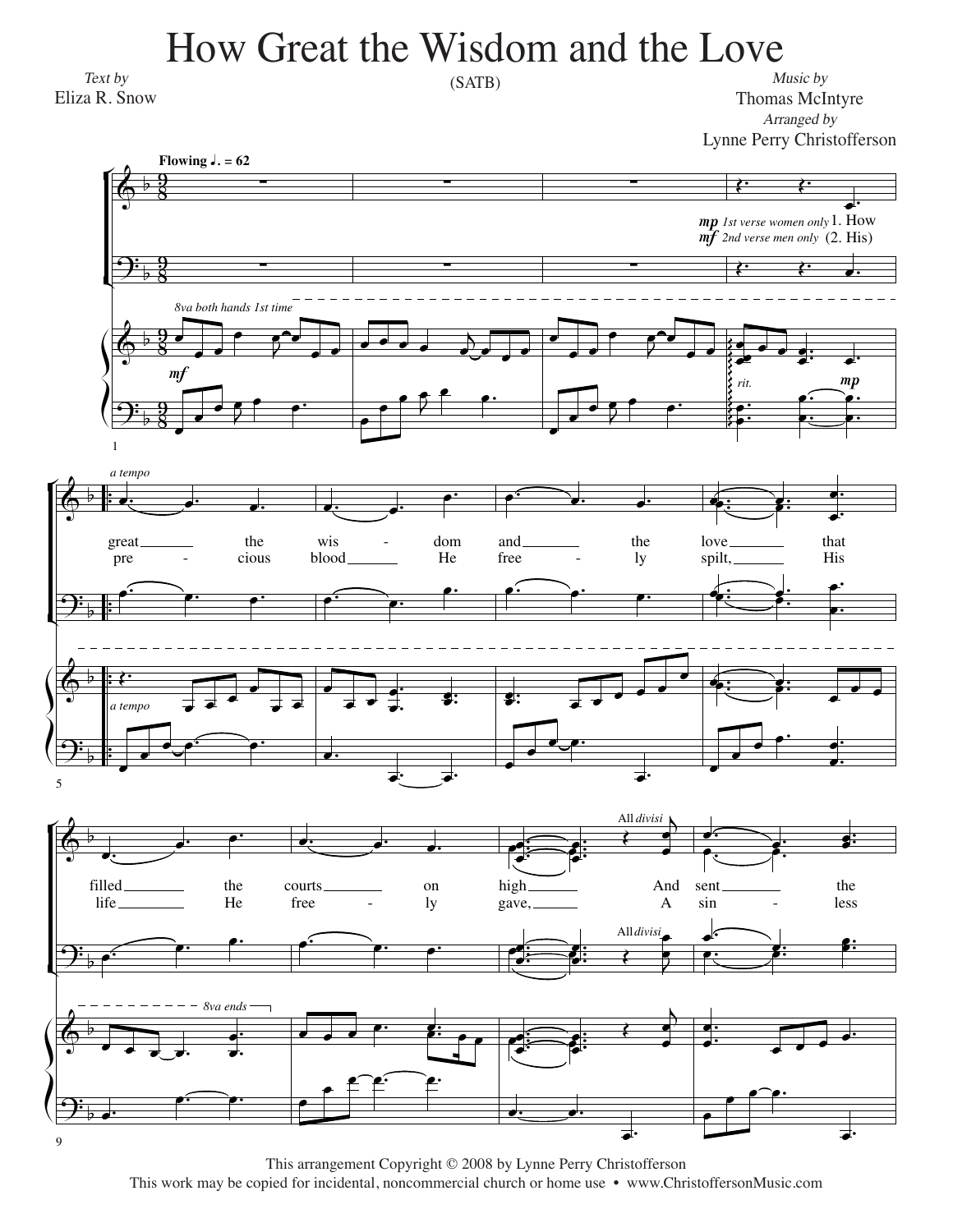# How Great the Wisdom and the Love

(SATB)

*Text by*
Eliza R. Snow

*Music by*
Thomas McIntyre
*Arranged by*
Lynne Perry Christofferson

**Flowing ♩. = 62**

*mp 1st verse women only* 1. How
*mf 2nd verse men only* (2. His)

*8va both hands 1st time*

*mf*

*rit.* *mp*

*a tempo*

great the wis - dom and the love that
pre - cious blood He free - ly spilt, His

filled the courts on high And sent the
life He free - ly gave, A sin - less

All *divisi*

*8va ends*

This arrangement Copyright © 2008 by Lynne Perry Christofferson
This work may be copied for incidental, noncommercial church or home use • www.ChristoffersonMusic.com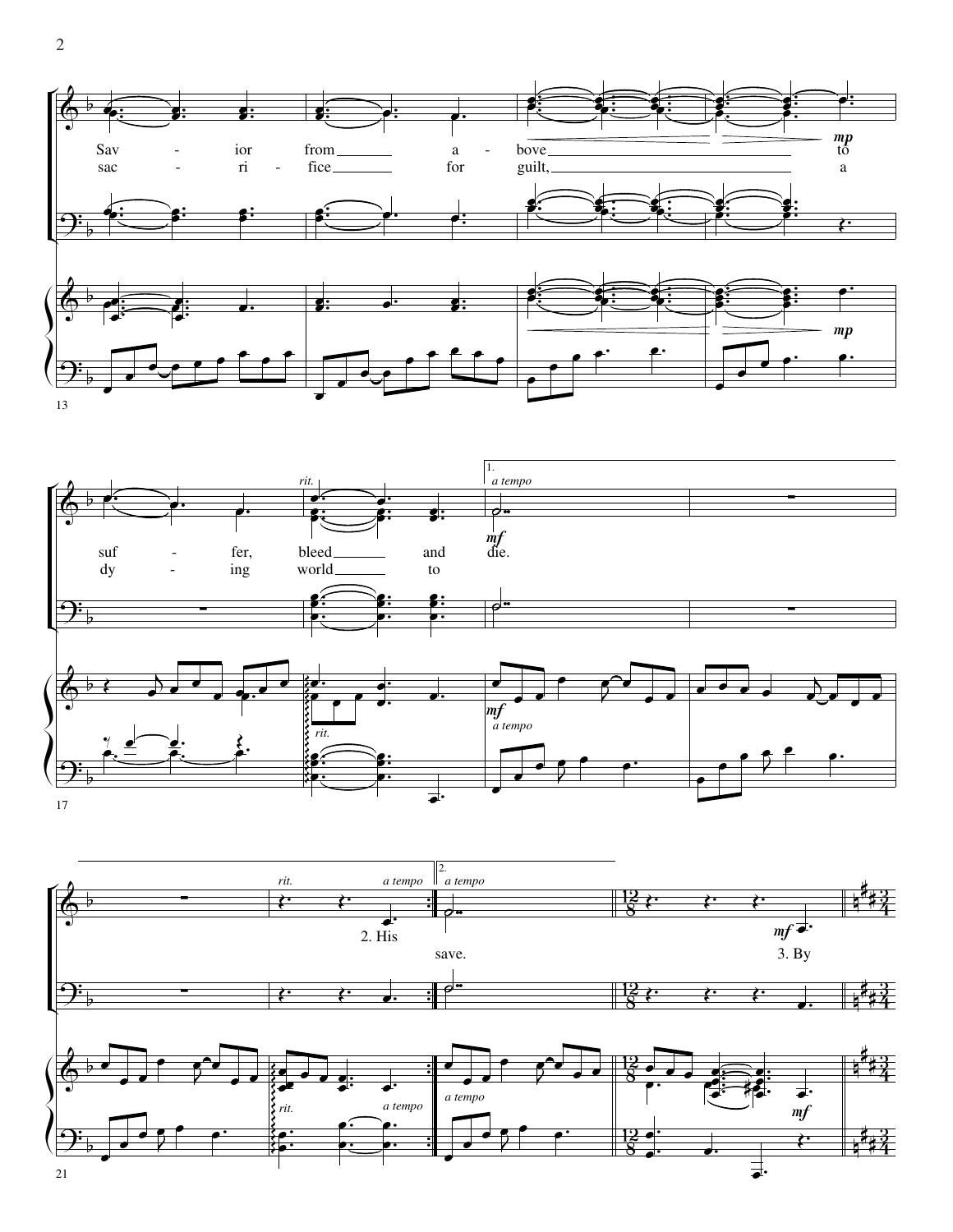Sav - ior from a - bove to suf - fer, bleed and die.

sac - ri - fice for guilt, a dy - ing world to save.

2. His

3. By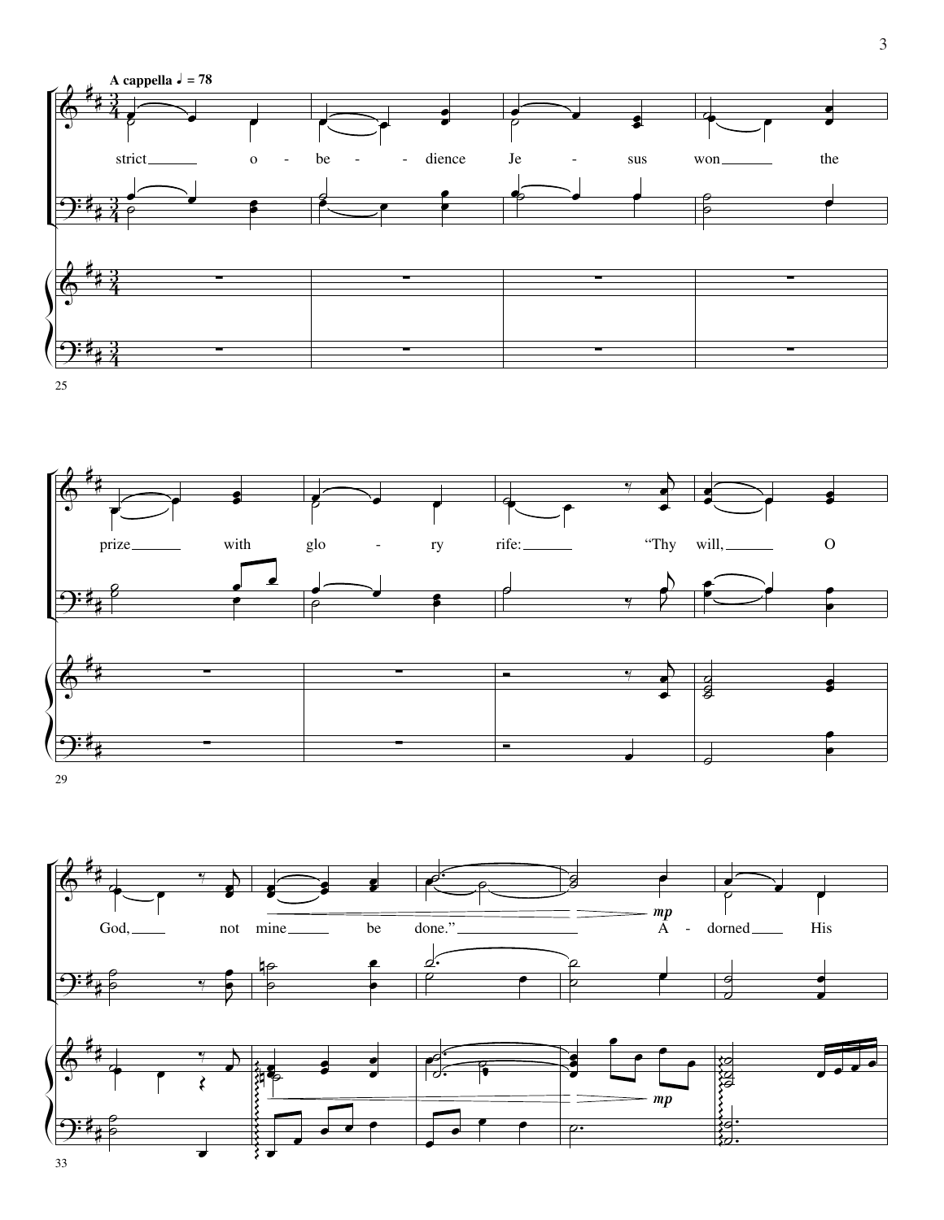**A cappella** ♩ = 78

strict o - be - dience Je - sus won the

prize with glo - ry rife: "Thy will, O

God, not mine be done." A - dorned His

*mp*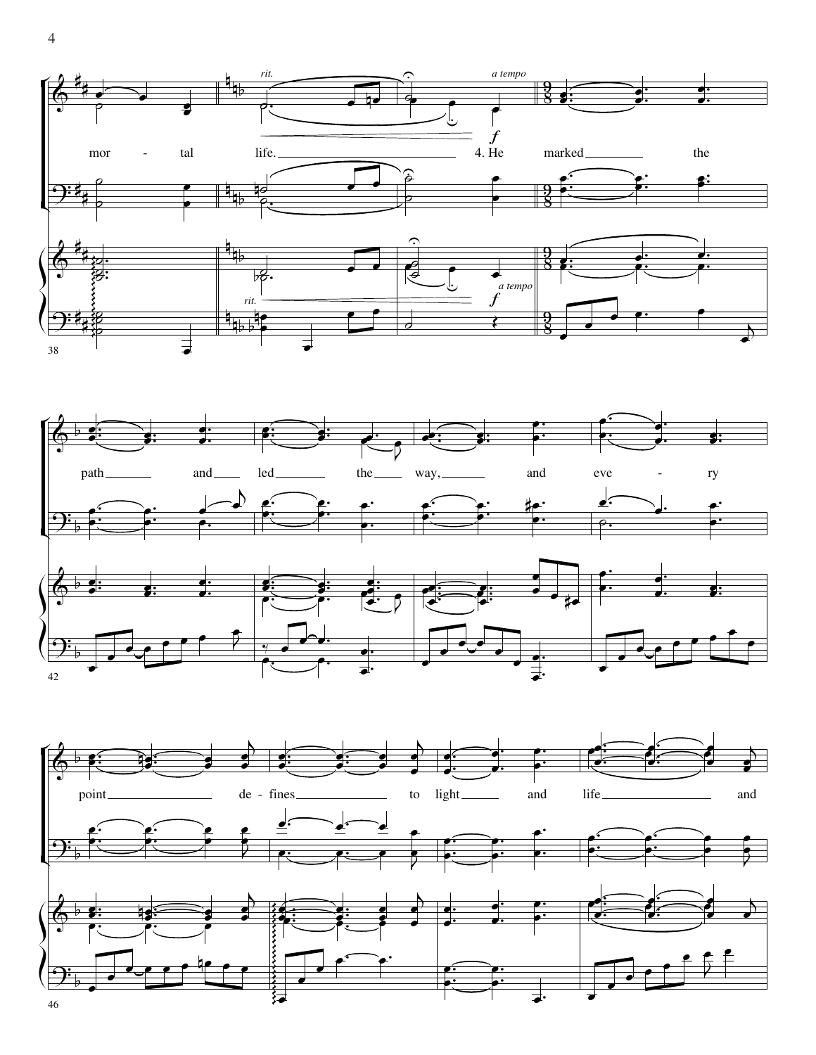*rit.* *a tempo*

mor - tal life. 4. He marked the

path and led the way, and eve - ry

point de - fines to light and life and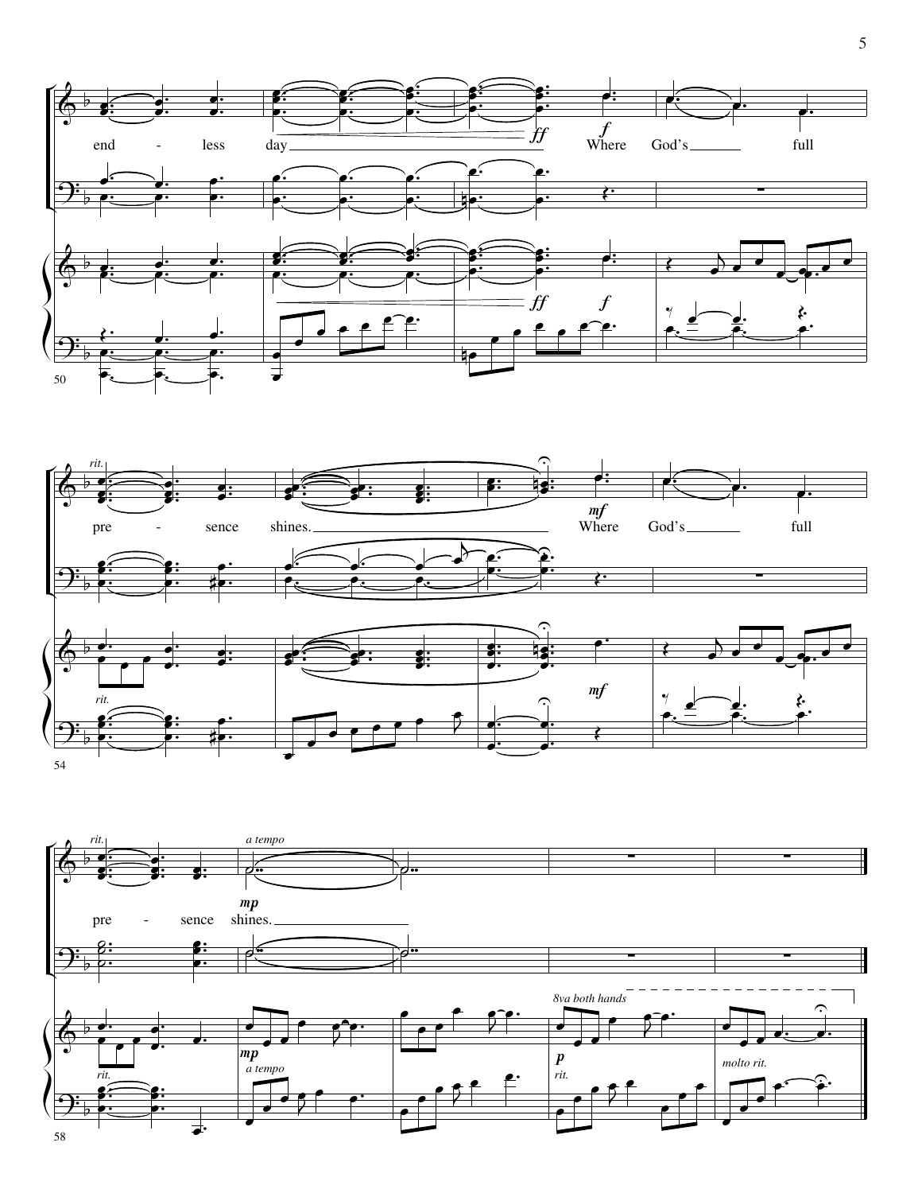end - less day

*ff*

*f*

Where God's full

*rit.*

pre - sence shines.

*mf*

Where God's full

*rit.*

pre - sence shines.

*a tempo*

*mp*

*8va both hands*

*p*

*rit.*

*molto rit.*